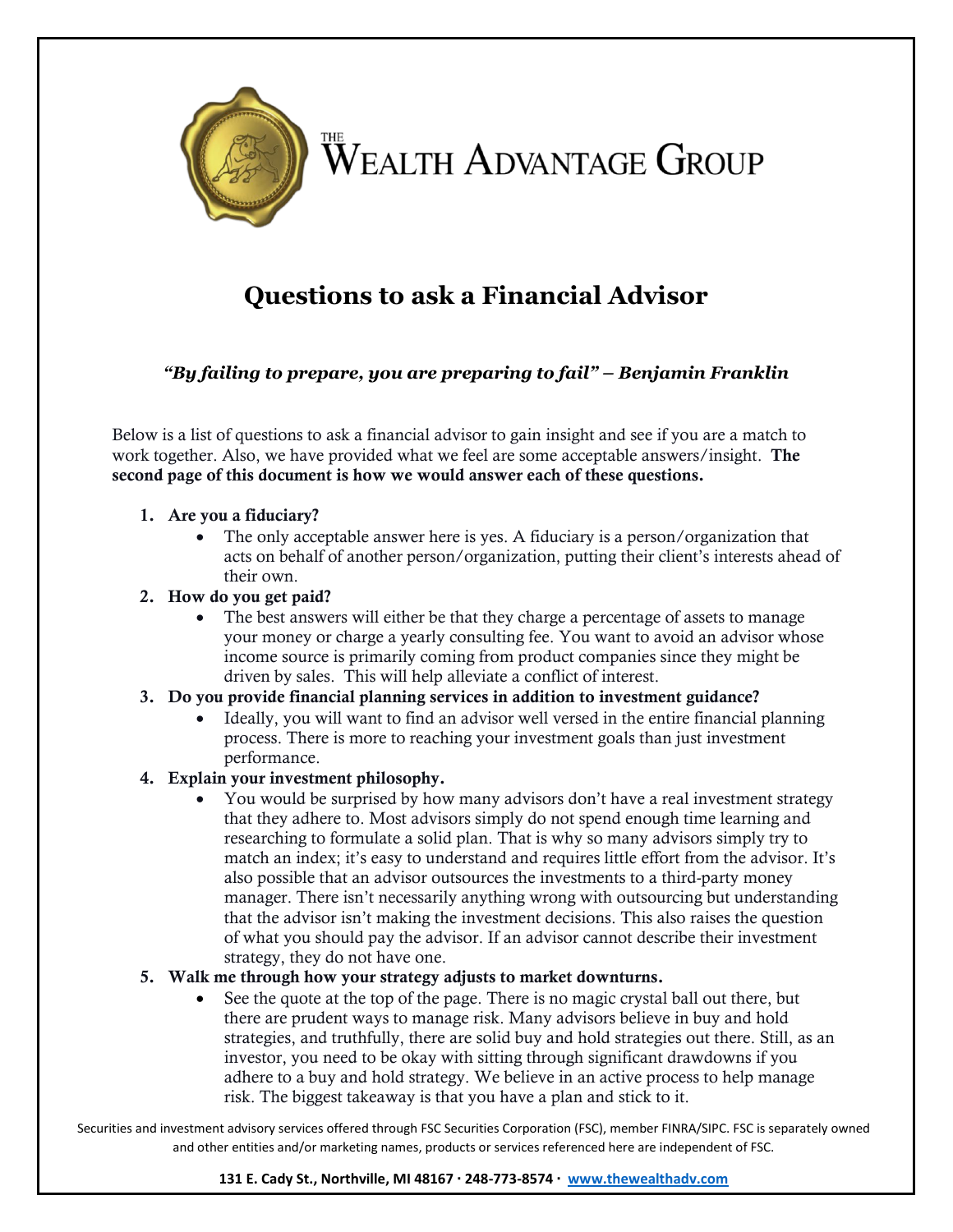# The Wealth Advantage Group

## Questions to ask a Financial Advisor

***"By failing to prepare, you are preparing to fail" – Benjamin Franklin***

Below is a list of questions to ask a financial advisor to gain insight and see if you are a match to work together. Also, we have provided what we feel are some acceptable answers/insight. **The second page of this document is how we would answer each of these questions.**

1. **Are you a fiduciary?**
   - The only acceptable answer here is yes. A fiduciary is a person/organization that acts on behalf of another person/organization, putting their client's interests ahead of their own.
2. **How do you get paid?**
   - The best answers will either be that they charge a percentage of assets to manage your money or charge a yearly consulting fee. You want to avoid an advisor whose income source is primarily coming from product companies since they might be driven by sales. This will help alleviate a conflict of interest.
3. **Do you provide financial planning services in addition to investment guidance?**
   - Ideally, you will want to find an advisor well versed in the entire financial planning process. There is more to reaching your investment goals than just investment performance.
4. **Explain your investment philosophy.**
   - You would be surprised by how many advisors don't have a real investment strategy that they adhere to. Most advisors simply do not spend enough time learning and researching to formulate a solid plan. That is why so many advisors simply try to match an index; it's easy to understand and requires little effort from the advisor. It's also possible that an advisor outsources the investments to a third-party money manager. There isn't necessarily anything wrong with outsourcing but understanding that the advisor isn't making the investment decisions. This also raises the question of what you should pay the advisor. If an advisor cannot describe their investment strategy, they do not have one.
5. **Walk me through how your strategy adjusts to market downturns.**
   - See the quote at the top of the page. There is no magic crystal ball out there, but there are prudent ways to manage risk. Many advisors believe in buy and hold strategies, and truthfully, there are solid buy and hold strategies out there. Still, as an investor, you need to be okay with sitting through significant drawdowns if you adhere to a buy and hold strategy. We believe in an active process to help manage risk. The biggest takeaway is that you have a plan and stick to it.

Securities and investment advisory services offered through FSC Securities Corporation (FSC), member FINRA/SIPC. FSC is separately owned and other entities and/or marketing names, products or services referenced here are independent of FSC.

**131 E. Cady St., Northville, MI 48167 · 248-773-8574 · www.thewealthadv.com**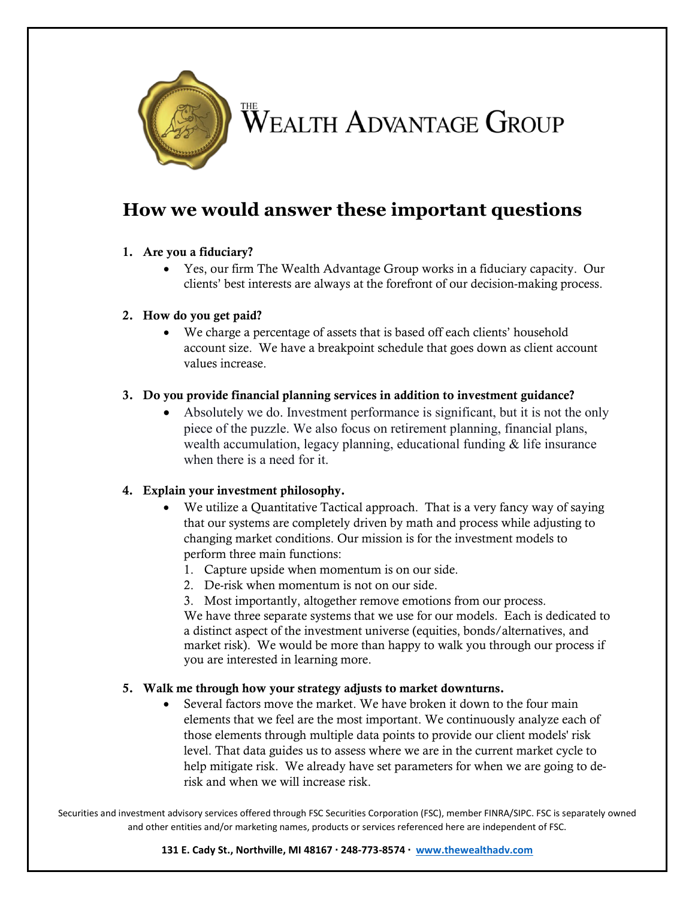# The Wealth Advantage Group

## How we would answer these important questions

1. **Are you a fiduciary?**
   - Yes, our firm The Wealth Advantage Group works in a fiduciary capacity. Our clients' best interests are always at the forefront of our decision-making process.

2. **How do you get paid?**
   - We charge a percentage of assets that is based off each clients' household account size. We have a breakpoint schedule that goes down as client account values increase.

3. **Do you provide financial planning services in addition to investment guidance?**
   - Absolutely we do. Investment performance is significant, but it is not the only piece of the puzzle. We also focus on retirement planning, financial plans, wealth accumulation, legacy planning, educational funding & life insurance when there is a need for it.

4. **Explain your investment philosophy.**
   - We utilize a Quantitative Tactical approach. That is a very fancy way of saying that our systems are completely driven by math and process while adjusting to changing market conditions. Our mission is for the investment models to perform three main functions:
     1. Capture upside when momentum is on our side.
     2. De-risk when momentum is not on our side.
     3. Most importantly, altogether remove emotions from our process.

     We have three separate systems that we use for our models. Each is dedicated to a distinct aspect of the investment universe (equities, bonds/alternatives, and market risk). We would be more than happy to walk you through our process if you are interested in learning more.

5. **Walk me through how your strategy adjusts to market downturns.**
   - Several factors move the market. We have broken it down to the four main elements that we feel are the most important. We continuously analyze each of those elements through multiple data points to provide our client models' risk level. That data guides us to assess where we are in the current market cycle to help mitigate risk. We already have set parameters for when we are going to de-risk and when we will increase risk.

Securities and investment advisory services offered through FSC Securities Corporation (FSC), member FINRA/SIPC. FSC is separately owned and other entities and/or marketing names, products or services referenced here are independent of FSC.

**131 E. Cady St., Northville, MI 48167 · 248-773-8574 · [www.thewealthadv.com](http://www.thewealthadv.com)**